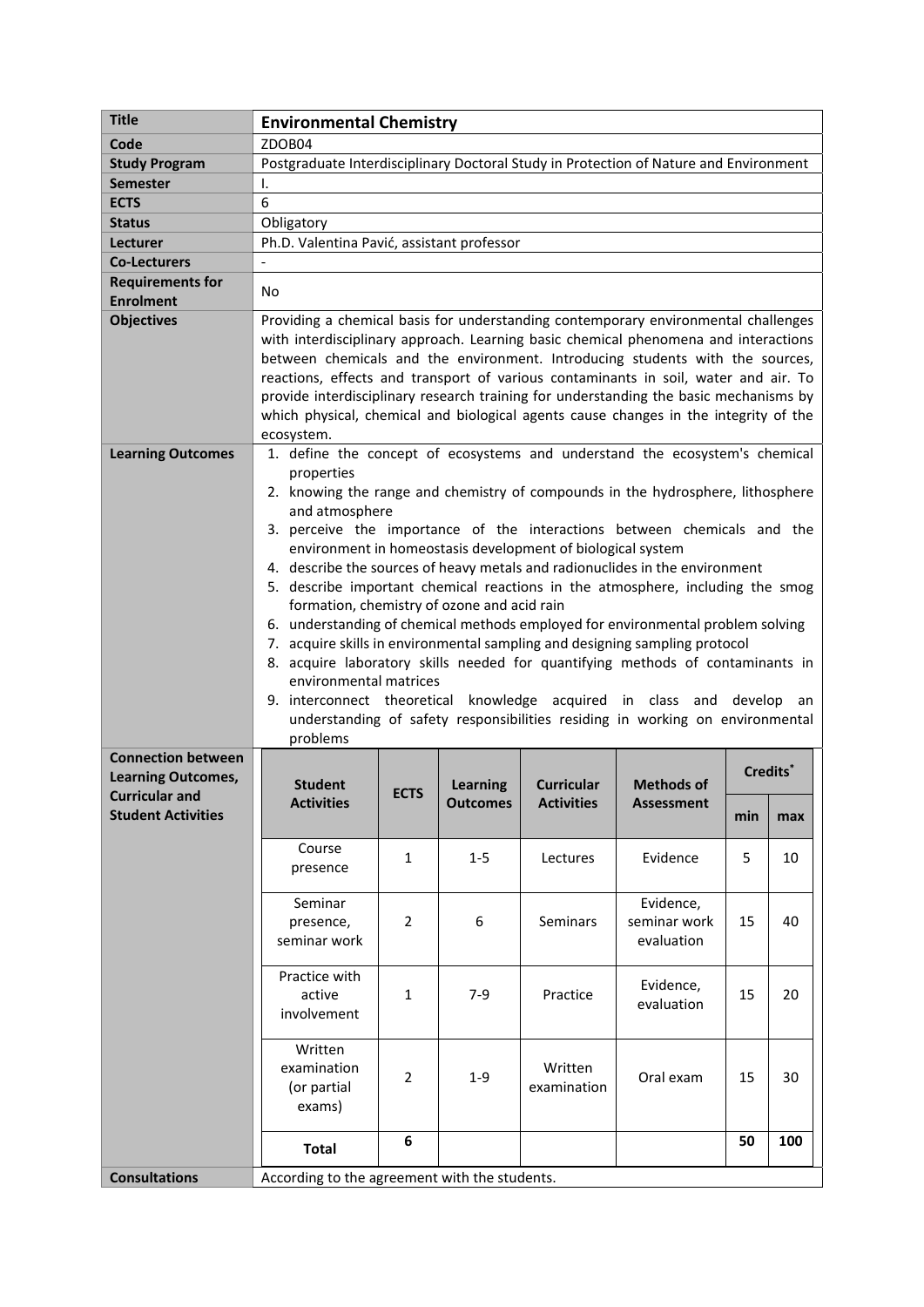| Title | Environmental Chemistry |
|---|---|
| Code | ZDOB04 |
| Study Program | Postgraduate Interdisciplinary Doctoral Study in Protection of Nature and Environment |
| Semester | I. |
| ECTS | 6 |
| Status | Obligatory |
| Lecturer | Ph.D. Valentina Pavić, assistant professor |
| Co-Lecturers | - |
| Requirements for Enrolment | No |
| Objectives | Providing a chemical basis for understanding contemporary environmental challenges with interdisciplinary approach. Learning basic chemical phenomena and interactions between chemicals and the environment. Introducing students with the sources, reactions, effects and transport of various contaminants in soil, water and air. To provide interdisciplinary research training for understanding the basic mechanisms by which physical, chemical and biological agents cause changes in the integrity of the ecosystem. |
| Learning Outcomes | 1. define the concept of ecosystems and understand the ecosystem's chemical properties<br>2. knowing the range and chemistry of compounds in the hydrosphere, lithosphere and atmosphere<br>3. perceive the importance of the interactions between chemicals and the environment in homeostasis development of biological system<br>4. describe the sources of heavy metals and radionuclides in the environment<br>5. describe important chemical reactions in the atmosphere, including the smog formation, chemistry of ozone and acid rain<br>6. understanding of chemical methods employed for environmental problem solving<br>7. acquire skills in environmental sampling and designing sampling protocol<br>8. acquire laboratory skills needed for quantifying methods of contaminants in environmental matrices<br>9. interconnect theoretical knowledge acquired in class and develop an understanding of safety responsibilities residing in working on environmental problems |

**Connection between Learning Outcomes, Curricular and Student Activities**

| Student Activities | ECTS | Learning Outcomes | Curricular Activities | Methods of Assessment | Credits* | |
|---|---|---|---|---|---|---|
| | | | | | min | max |
| Course presence | 1 | 1-5 | Lectures | Evidence | 5 | 10 |
| Seminar presence, seminar work | 2 | 6 | Seminars | Evidence, seminar work evaluation | 15 | 40 |
| Practice with active involvement | 1 | 7-9 | Practice | Evidence, evaluation | 15 | 20 |
| Written examination (or partial exams) | 2 | 1-9 | Written examination | Oral exam | 15 | 30 |
| **Total** | **6** | | | | **50** | **100** |

| Consultations | According to the agreement with the students. |
|---|---|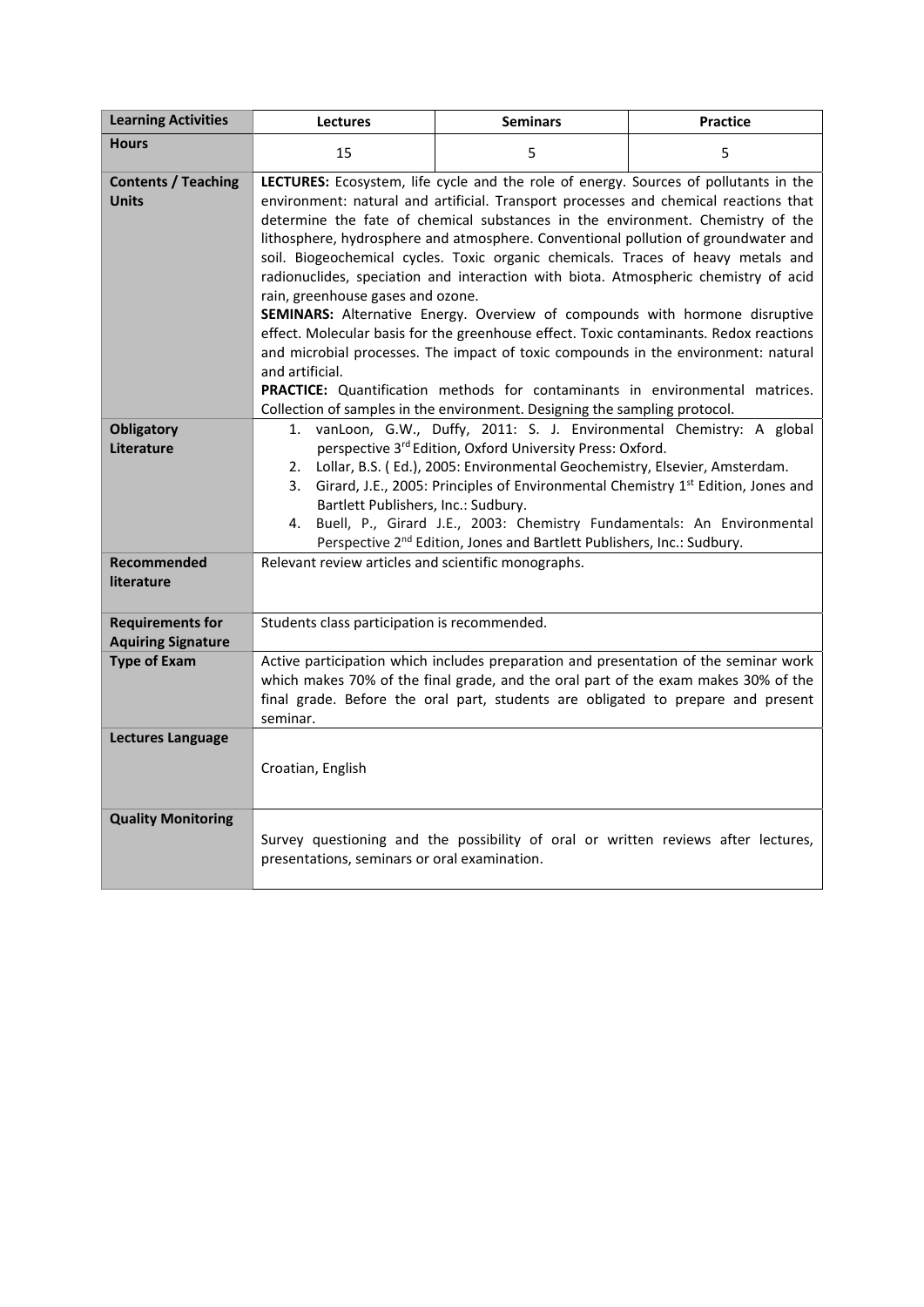| Learning Activities | Lectures | Seminars | Practice |
| --- | --- | --- | --- |
| **Hours** | 15 | 5 | 5 |
| **Contents / Teaching Units** | **LECTURES:** Ecosystem, life cycle and the role of energy. Sources of pollutants in the environment: natural and artificial. Transport processes and chemical reactions that determine the fate of chemical substances in the environment. Chemistry of the lithosphere, hydrosphere and atmosphere. Conventional pollution of groundwater and soil. Biogeochemical cycles. Toxic organic chemicals. Traces of heavy metals and radionuclides, speciation and interaction with biota. Atmospheric chemistry of acid rain, greenhouse gases and ozone.<br>**SEMINARS:** Alternative Energy. Overview of compounds with hormone disruptive effect. Molecular basis for the greenhouse effect. Toxic contaminants. Redox reactions and microbial processes. The impact of toxic compounds in the environment: natural and artificial.<br>**PRACTICE:** Quantification methods for contaminants in environmental matrices. Collection of samples in the environment. Designing the sampling protocol. | | |
| **Obligatory Literature** | 1. vanLoon, G.W., Duffy, 2011: S. J. Environmental Chemistry: A global perspective 3rd Edition, Oxford University Press: Oxford.<br>2. Lollar, B.S. ( Ed.), 2005: Environmental Geochemistry, Elsevier, Amsterdam.<br>3. Girard, J.E., 2005: Principles of Environmental Chemistry 1st Edition, Jones and Bartlett Publishers, Inc.: Sudbury.<br>4. Buell, P., Girard J.E., 2003: Chemistry Fundamentals: An Environmental Perspective 2nd Edition, Jones and Bartlett Publishers, Inc.: Sudbury. | | |
| **Recommended literature** | Relevant review articles and scientific monographs. | | |
| **Requirements for Aquiring Signature** | Students class participation is recommended. | | |
| **Type of Exam** | Active participation which includes preparation and presentation of the seminar work which makes 70% of the final grade, and the oral part of the exam makes 30% of the final grade. Before the oral part, students are obligated to prepare and present seminar. | | |
| **Lectures Language** | Croatian, English | | |
| **Quality Monitoring** | Survey questioning and the possibility of oral or written reviews after lectures, presentations, seminars or oral examination. | | |